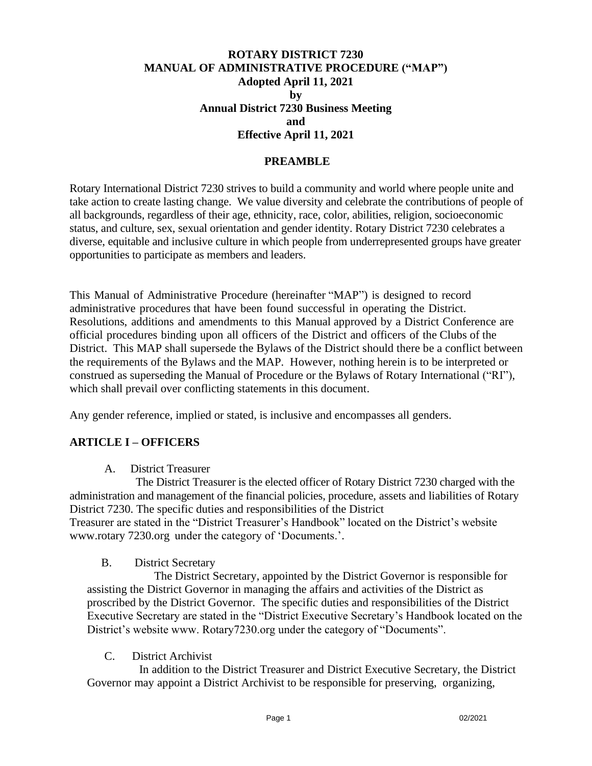# ROTARY DISTRICT 7230
# MANUAL OF ADMINISTRATIVE PROCEDURE ("MAP")
## Adopted April 11, 2021
## by
## Annual District 7230 Business Meeting
## and
## Effective April 11, 2021

## PREAMBLE

Rotary International District 7230 strives to build a community and world where people unite and take action to create lasting change. We value diversity and celebrate the contributions of people of all backgrounds, regardless of their age, ethnicity, race, color, abilities, religion, socioeconomic status, and culture, sex, sexual orientation and gender identity. Rotary District 7230 celebrates a diverse, equitable and inclusive culture in which people from underrepresented groups have greater opportunities to participate as members and leaders.

This Manual of Administrative Procedure (hereinafter "MAP") is designed to record administrative procedures that have been found successful in operating the District. Resolutions, additions and amendments to this Manual approved by a District Conference are official procedures binding upon all officers of the District and officers of the Clubs of the District. This MAP shall supersede the Bylaws of the District should there be a conflict between the requirements of the Bylaws and the MAP. However, nothing herein is to be interpreted or construed as superseding the Manual of Procedure or the Bylaws of Rotary International ("RI"), which shall prevail over conflicting statements in this document.

Any gender reference, implied or stated, is inclusive and encompasses all genders.

## ARTICLE I – OFFICERS

A. District Treasurer

The District Treasurer is the elected officer of Rotary District 7230 charged with the administration and management of the financial policies, procedure, assets and liabilities of Rotary District 7230. The specific duties and responsibilities of the District Treasurer are stated in the "District Treasurer's Handbook" located on the District's website www.rotary 7230.org under the category of 'Documents.'.

B. District Secretary

The District Secretary, appointed by the District Governor is responsible for assisting the District Governor in managing the affairs and activities of the District as proscribed by the District Governor. The specific duties and responsibilities of the District Executive Secretary are stated in the "District Executive Secretary's Handbook located on the District's website www. Rotary7230.org under the category of "Documents".

C. District Archivist

In addition to the District Treasurer and District Executive Secretary, the District Governor may appoint a District Archivist to be responsible for preserving, organizing,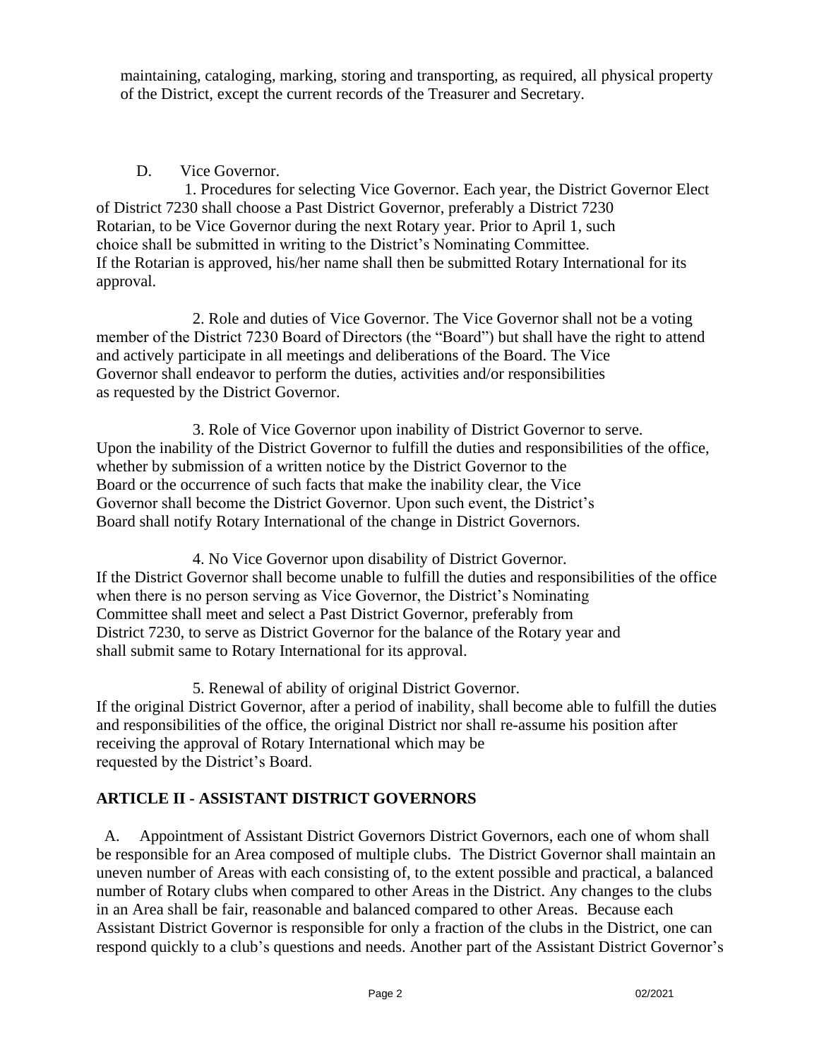maintaining, cataloging, marking, storing and transporting, as required, all physical property of the District, except the current records of the Treasurer and Secretary.

D. Vice Governor.

1. Procedures for selecting Vice Governor. Each year, the District Governor Elect of District 7230 shall choose a Past District Governor, preferably a District 7230 Rotarian, to be Vice Governor during the next Rotary year. Prior to April 1, such choice shall be submitted in writing to the District's Nominating Committee. If the Rotarian is approved, his/her name shall then be submitted Rotary International for its approval.

2. Role and duties of Vice Governor. The Vice Governor shall not be a voting member of the District 7230 Board of Directors (the "Board") but shall have the right to attend and actively participate in all meetings and deliberations of the Board. The Vice Governor shall endeavor to perform the duties, activities and/or responsibilities as requested by the District Governor.

3. Role of Vice Governor upon inability of District Governor to serve. Upon the inability of the District Governor to fulfill the duties and responsibilities of the office, whether by submission of a written notice by the District Governor to the Board or the occurrence of such facts that make the inability clear, the Vice Governor shall become the District Governor. Upon such event, the District's Board shall notify Rotary International of the change in District Governors.

4. No Vice Governor upon disability of District Governor. If the District Governor shall become unable to fulfill the duties and responsibilities of the office when there is no person serving as Vice Governor, the District's Nominating Committee shall meet and select a Past District Governor, preferably from District 7230, to serve as District Governor for the balance of the Rotary year and shall submit same to Rotary International for its approval.

5. Renewal of ability of original District Governor. If the original District Governor, after a period of inability, shall become able to fulfill the duties and responsibilities of the office, the original District nor shall re-assume his position after receiving the approval of Rotary International which may be requested by the District's Board.

## ARTICLE II - ASSISTANT DISTRICT GOVERNORS

A. Appointment of Assistant District Governors District Governors, each one of whom shall be responsible for an Area composed of multiple clubs. The District Governor shall maintain an uneven number of Areas with each consisting of, to the extent possible and practical, a balanced number of Rotary clubs when compared to other Areas in the District. Any changes to the clubs in an Area shall be fair, reasonable and balanced compared to other Areas. Because each Assistant District Governor is responsible for only a fraction of the clubs in the District, one can respond quickly to a club's questions and needs. Another part of the Assistant District Governor's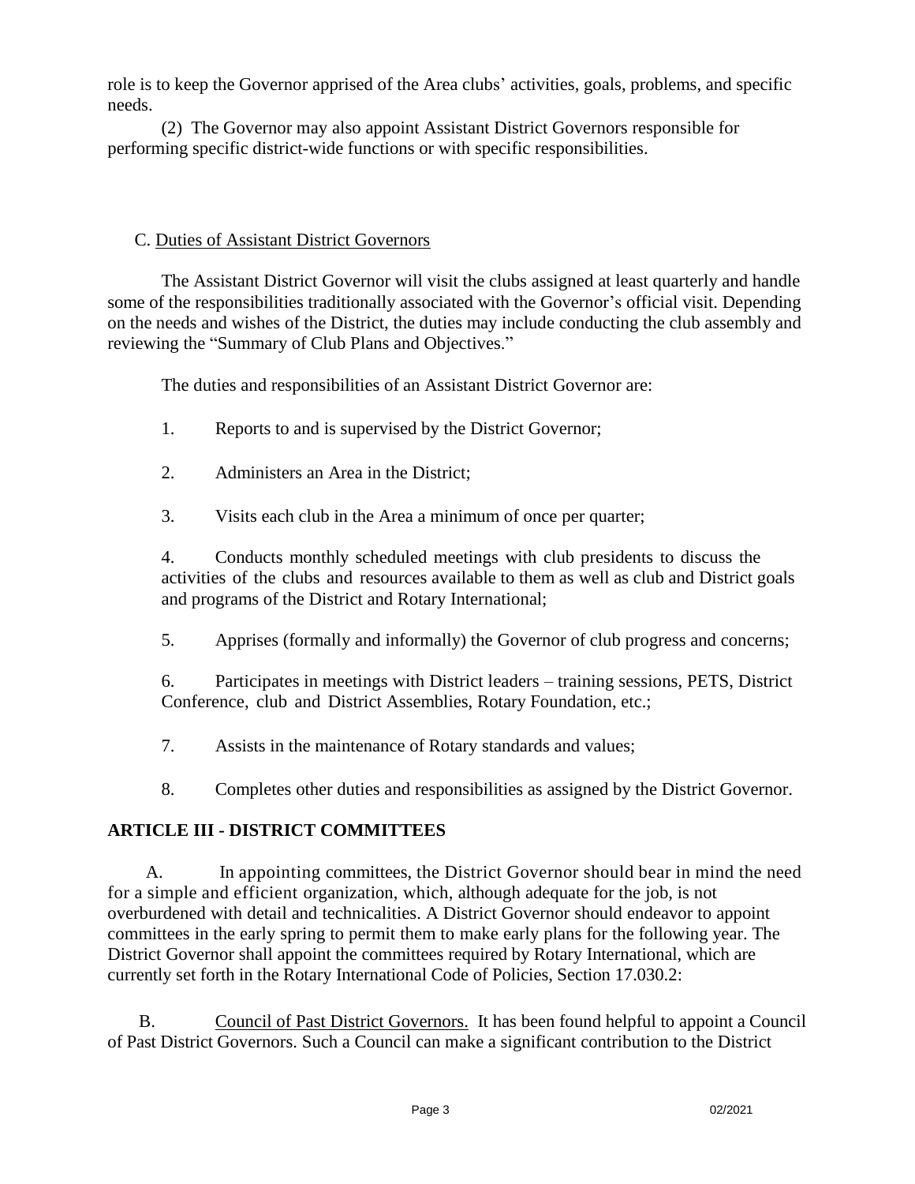role is to keep the Governor apprised of the Area clubs' activities, goals, problems, and specific needs.

(2) The Governor may also appoint Assistant District Governors responsible for performing specific district-wide functions or with specific responsibilities.

C. Duties of Assistant District Governors

The Assistant District Governor will visit the clubs assigned at least quarterly and handle some of the responsibilities traditionally associated with the Governor's official visit. Depending on the needs and wishes of the District, the duties may include conducting the club assembly and reviewing the "Summary of Club Plans and Objectives."

The duties and responsibilities of an Assistant District Governor are:

1. Reports to and is supervised by the District Governor;
2. Administers an Area in the District;
3. Visits each club in the Area a minimum of once per quarter;
4. Conducts monthly scheduled meetings with club presidents to discuss the activities of the clubs and resources available to them as well as club and District goals and programs of the District and Rotary International;
5. Apprises (formally and informally) the Governor of club progress and concerns;
6. Participates in meetings with District leaders – training sessions, PETS, District Conference, club and District Assemblies, Rotary Foundation, etc.;
7. Assists in the maintenance of Rotary standards and values;
8. Completes other duties and responsibilities as assigned by the District Governor.

## ARTICLE III - DISTRICT COMMITTEES

A. In appointing committees, the District Governor should bear in mind the need for a simple and efficient organization, which, although adequate for the job, is not overburdened with detail and technicalities. A District Governor should endeavor to appoint committees in the early spring to permit them to make early plans for the following year. The District Governor shall appoint the committees required by Rotary International, which are currently set forth in the Rotary International Code of Policies, Section 17.030.2:

B. Council of Past District Governors. It has been found helpful to appoint a Council of Past District Governors. Such a Council can make a significant contribution to the District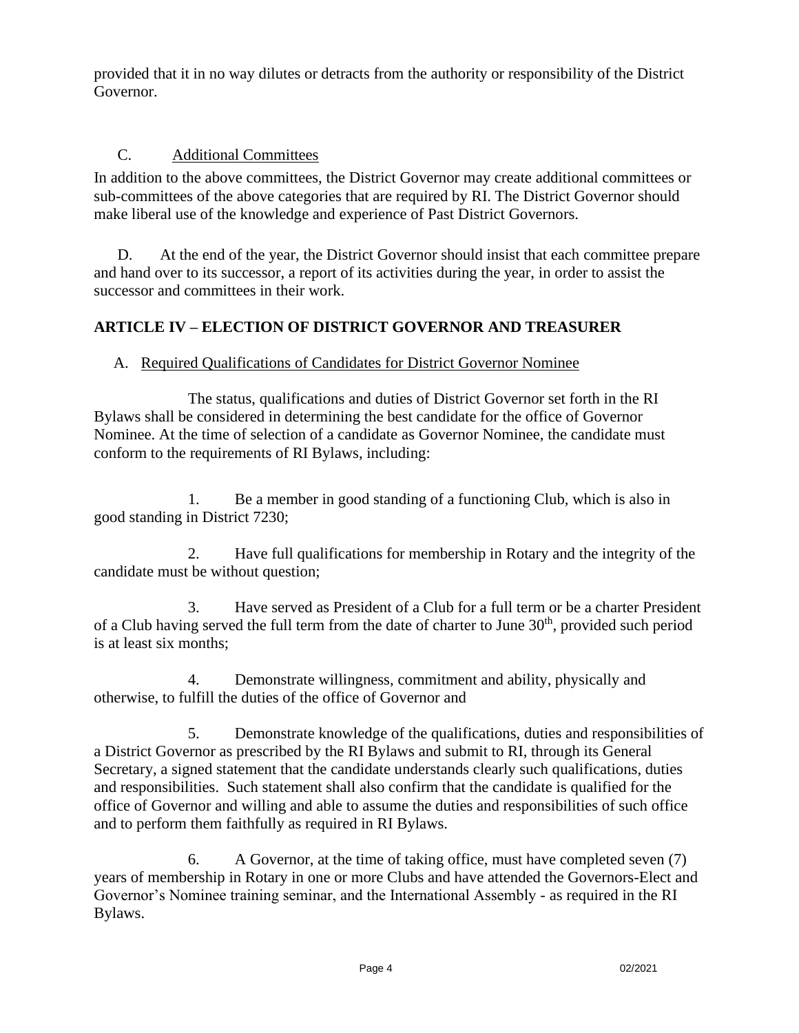provided that it in no way dilutes or detracts from the authority or responsibility of the District Governor.

C. Additional Committees

In addition to the above committees, the District Governor may create additional committees or sub-committees of the above categories that are required by RI. The District Governor should make liberal use of the knowledge and experience of Past District Governors.

D. At the end of the year, the District Governor should insist that each committee prepare and hand over to its successor, a report of its activities during the year, in order to assist the successor and committees in their work.

## ARTICLE IV – ELECTION OF DISTRICT GOVERNOR AND TREASURER

A. Required Qualifications of Candidates for District Governor Nominee

The status, qualifications and duties of District Governor set forth in the RI Bylaws shall be considered in determining the best candidate for the office of Governor Nominee. At the time of selection of a candidate as Governor Nominee, the candidate must conform to the requirements of RI Bylaws, including:

1. Be a member in good standing of a functioning Club, which is also in good standing in District 7230;

2. Have full qualifications for membership in Rotary and the integrity of the candidate must be without question;

3. Have served as President of a Club for a full term or be a charter President of a Club having served the full term from the date of charter to June 30th, provided such period is at least six months;

4. Demonstrate willingness, commitment and ability, physically and otherwise, to fulfill the duties of the office of Governor and

5. Demonstrate knowledge of the qualifications, duties and responsibilities of a District Governor as prescribed by the RI Bylaws and submit to RI, through its General Secretary, a signed statement that the candidate understands clearly such qualifications, duties and responsibilities. Such statement shall also confirm that the candidate is qualified for the office of Governor and willing and able to assume the duties and responsibilities of such office and to perform them faithfully as required in RI Bylaws.

6. A Governor, at the time of taking office, must have completed seven (7) years of membership in Rotary in one or more Clubs and have attended the Governors-Elect and Governor's Nominee training seminar, and the International Assembly - as required in the RI Bylaws.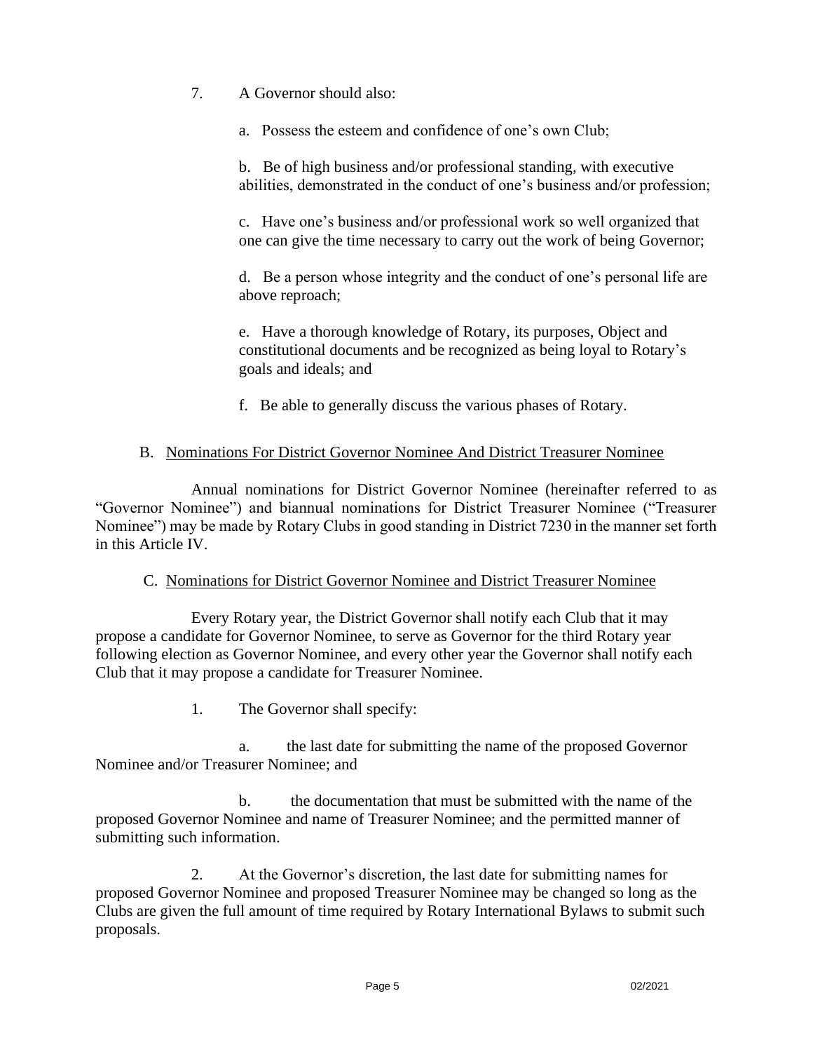7. A Governor should also:

   a. Possess the esteem and confidence of one's own Club;

   b. Be of high business and/or professional standing, with executive abilities, demonstrated in the conduct of one's business and/or profession;

   c. Have one's business and/or professional work so well organized that one can give the time necessary to carry out the work of being Governor;

   d. Be a person whose integrity and the conduct of one's personal life are above reproach;

   e. Have a thorough knowledge of Rotary, its purposes, Object and constitutional documents and be recognized as being loyal to Rotary's goals and ideals; and

   f. Be able to generally discuss the various phases of Rotary.

B. <u>Nominations For District Governor Nominee And District Treasurer Nominee</u>

Annual nominations for District Governor Nominee (hereinafter referred to as "Governor Nominee") and biannual nominations for District Treasurer Nominee ("Treasurer Nominee") may be made by Rotary Clubs in good standing in District 7230 in the manner set forth in this Article IV.

C. <u>Nominations for District Governor Nominee and District Treasurer Nominee</u>

Every Rotary year, the District Governor shall notify each Club that it may propose a candidate for Governor Nominee, to serve as Governor for the third Rotary year following election as Governor Nominee, and every other year the Governor shall notify each Club that it may propose a candidate for Treasurer Nominee.

1. The Governor shall specify:

   a. the last date for submitting the name of the proposed Governor Nominee and/or Treasurer Nominee; and

   b. the documentation that must be submitted with the name of the proposed Governor Nominee and name of Treasurer Nominee; and the permitted manner of submitting such information.

2. At the Governor's discretion, the last date for submitting names for proposed Governor Nominee and proposed Treasurer Nominee may be changed so long as the Clubs are given the full amount of time required by Rotary International Bylaws to submit such proposals.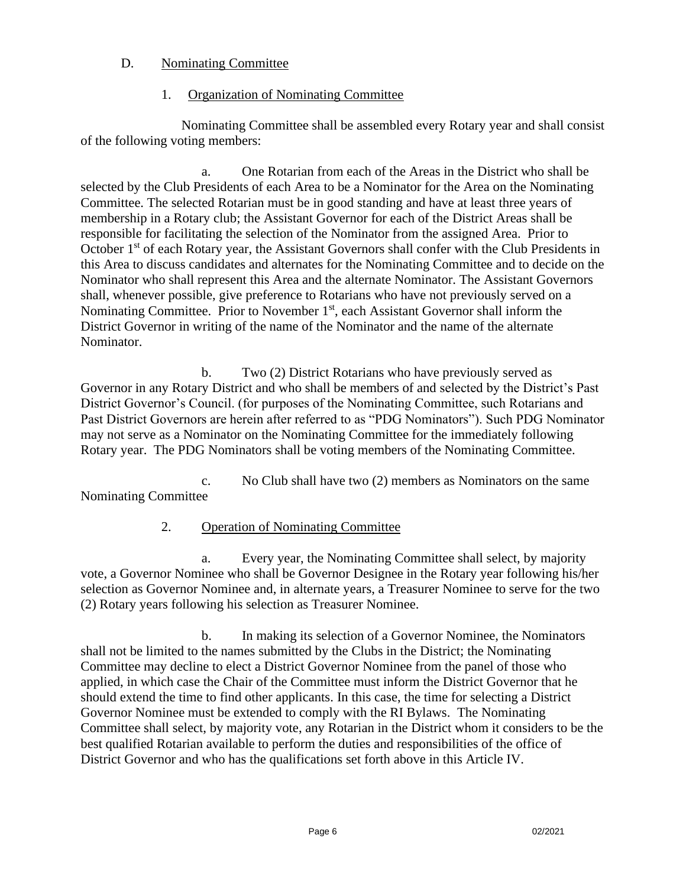D. Nominating Committee

1. Organization of Nominating Committee

Nominating Committee shall be assembled every Rotary year and shall consist of the following voting members:

a. One Rotarian from each of the Areas in the District who shall be selected by the Club Presidents of each Area to be a Nominator for the Area on the Nominating Committee. The selected Rotarian must be in good standing and have at least three years of membership in a Rotary club; the Assistant Governor for each of the District Areas shall be responsible for facilitating the selection of the Nominator from the assigned Area. Prior to October 1st of each Rotary year, the Assistant Governors shall confer with the Club Presidents in this Area to discuss candidates and alternates for the Nominating Committee and to decide on the Nominator who shall represent this Area and the alternate Nominator. The Assistant Governors shall, whenever possible, give preference to Rotarians who have not previously served on a Nominating Committee. Prior to November 1st, each Assistant Governor shall inform the District Governor in writing of the name of the Nominator and the name of the alternate Nominator.

b. Two (2) District Rotarians who have previously served as Governor in any Rotary District and who shall be members of and selected by the District's Past District Governor's Council. (for purposes of the Nominating Committee, such Rotarians and Past District Governors are herein after referred to as "PDG Nominators"). Such PDG Nominator may not serve as a Nominator on the Nominating Committee for the immediately following Rotary year. The PDG Nominators shall be voting members of the Nominating Committee.

c. No Club shall have two (2) members as Nominators on the same Nominating Committee

2. Operation of Nominating Committee

a. Every year, the Nominating Committee shall select, by majority vote, a Governor Nominee who shall be Governor Designee in the Rotary year following his/her selection as Governor Nominee and, in alternate years, a Treasurer Nominee to serve for the two (2) Rotary years following his selection as Treasurer Nominee.

b. In making its selection of a Governor Nominee, the Nominators shall not be limited to the names submitted by the Clubs in the District; the Nominating Committee may decline to elect a District Governor Nominee from the panel of those who applied, in which case the Chair of the Committee must inform the District Governor that he should extend the time to find other applicants. In this case, the time for selecting a District Governor Nominee must be extended to comply with the RI Bylaws. The Nominating Committee shall select, by majority vote, any Rotarian in the District whom it considers to be the best qualified Rotarian available to perform the duties and responsibilities of the office of District Governor and who has the qualifications set forth above in this Article IV.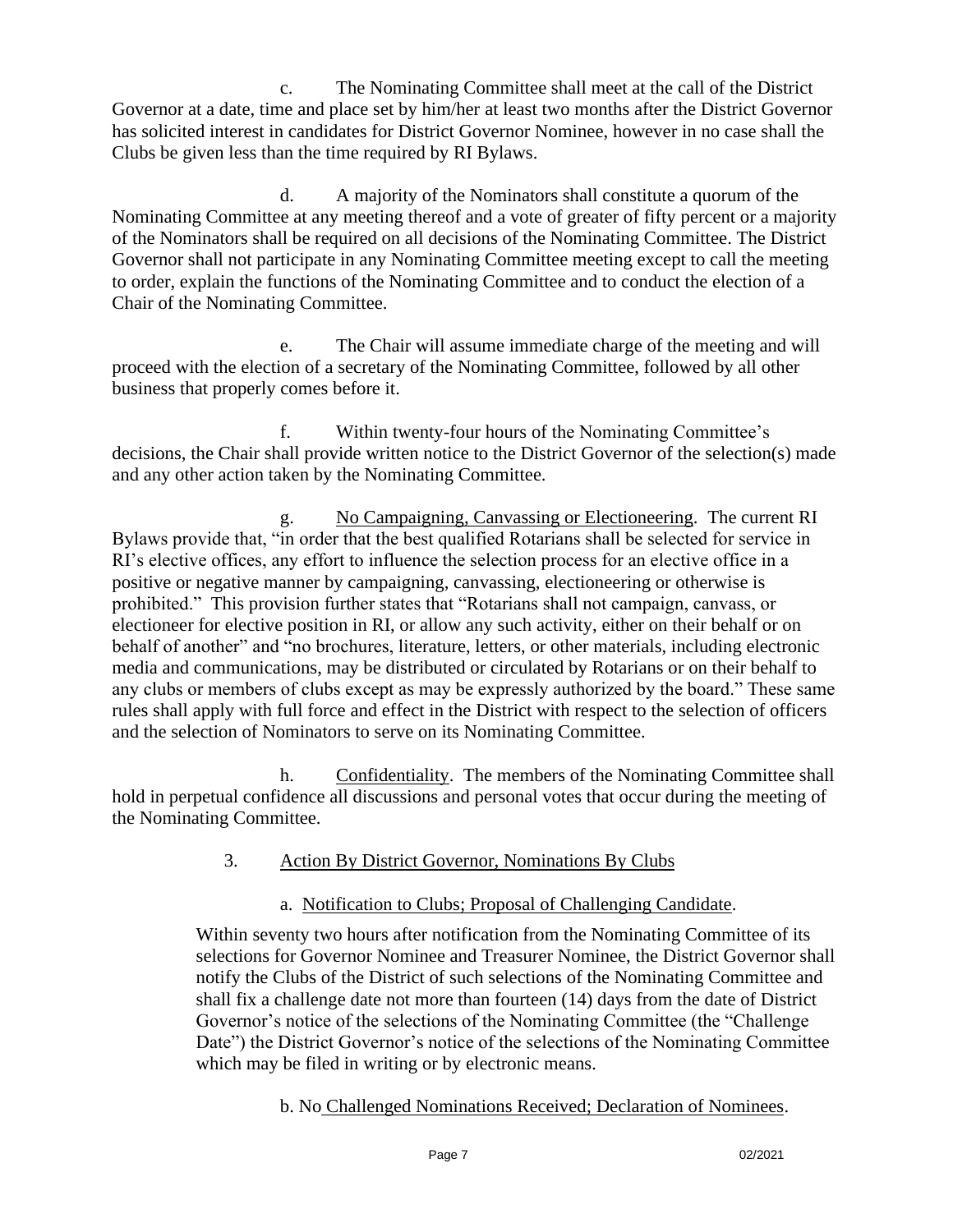c. The Nominating Committee shall meet at the call of the District Governor at a date, time and place set by him/her at least two months after the District Governor has solicited interest in candidates for District Governor Nominee, however in no case shall the Clubs be given less than the time required by RI Bylaws.

d. A majority of the Nominators shall constitute a quorum of the Nominating Committee at any meeting thereof and a vote of greater of fifty percent or a majority of the Nominators shall be required on all decisions of the Nominating Committee. The District Governor shall not participate in any Nominating Committee meeting except to call the meeting to order, explain the functions of the Nominating Committee and to conduct the election of a Chair of the Nominating Committee.

e. The Chair will assume immediate charge of the meeting and will proceed with the election of a secretary of the Nominating Committee, followed by all other business that properly comes before it.

f. Within twenty-four hours of the Nominating Committee's decisions, the Chair shall provide written notice to the District Governor of the selection(s) made and any other action taken by the Nominating Committee.

g. No Campaigning, Canvassing or Electioneering. The current RI Bylaws provide that, "in order that the best qualified Rotarians shall be selected for service in RI's elective offices, any effort to influence the selection process for an elective office in a positive or negative manner by campaigning, canvassing, electioneering or otherwise is prohibited." This provision further states that "Rotarians shall not campaign, canvass, or electioneer for elective position in RI, or allow any such activity, either on their behalf or on behalf of another" and "no brochures, literature, letters, or other materials, including electronic media and communications, may be distributed or circulated by Rotarians or on their behalf to any clubs or members of clubs except as may be expressly authorized by the board." These same rules shall apply with full force and effect in the District with respect to the selection of officers and the selection of Nominators to serve on its Nominating Committee.

h. Confidentiality. The members of the Nominating Committee shall hold in perpetual confidence all discussions and personal votes that occur during the meeting of the Nominating Committee.

3. Action By District Governor, Nominations By Clubs

a. Notification to Clubs; Proposal of Challenging Candidate.

Within seventy two hours after notification from the Nominating Committee of its selections for Governor Nominee and Treasurer Nominee, the District Governor shall notify the Clubs of the District of such selections of the Nominating Committee and shall fix a challenge date not more than fourteen (14) days from the date of District Governor's notice of the selections of the Nominating Committee (the "Challenge Date") the District Governor's notice of the selections of the Nominating Committee which may be filed in writing or by electronic means.

b. No Challenged Nominations Received; Declaration of Nominees.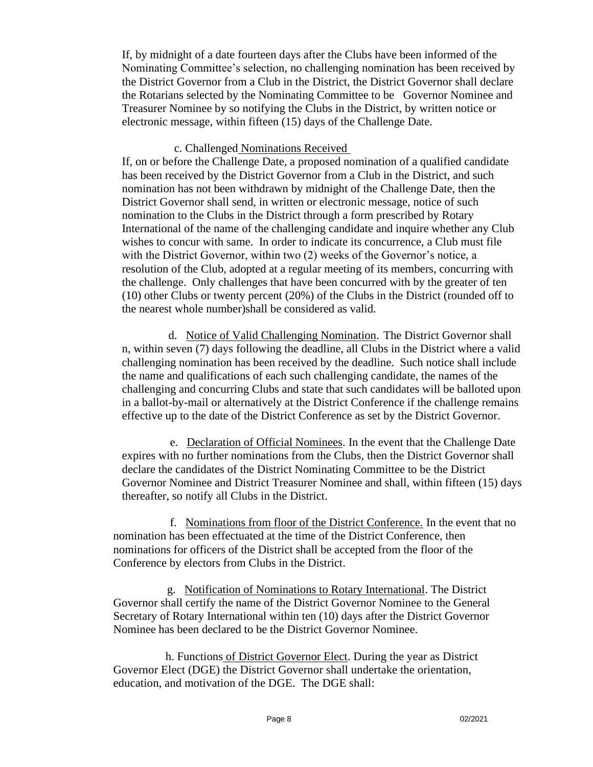If, by midnight of a date fourteen days after the Clubs have been informed of the Nominating Committee's selection, no challenging nomination has been received by the District Governor from a Club in the District, the District Governor shall declare the Rotarians selected by the Nominating Committee to be Governor Nominee and Treasurer Nominee by so notifying the Clubs in the District, by written notice or electronic message, within fifteen (15) days of the Challenge Date.

c. Challenged Nominations Received

If, on or before the Challenge Date, a proposed nomination of a qualified candidate has been received by the District Governor from a Club in the District, and such nomination has not been withdrawn by midnight of the Challenge Date, then the District Governor shall send, in written or electronic message, notice of such nomination to the Clubs in the District through a form prescribed by Rotary International of the name of the challenging candidate and inquire whether any Club wishes to concur with same. In order to indicate its concurrence, a Club must file with the District Governor, within two (2) weeks of the Governor's notice, a resolution of the Club, adopted at a regular meeting of its members, concurring with the challenge. Only challenges that have been concurred with by the greater of ten (10) other Clubs or twenty percent (20%) of the Clubs in the District (rounded off to the nearest whole number)shall be considered as valid.

d. Notice of Valid Challenging Nomination. The District Governor shall n, within seven (7) days following the deadline, all Clubs in the District where a valid challenging nomination has been received by the deadline. Such notice shall include the name and qualifications of each such challenging candidate, the names of the challenging and concurring Clubs and state that such candidates will be balloted upon in a ballot-by-mail or alternatively at the District Conference if the challenge remains effective up to the date of the District Conference as set by the District Governor.

e. Declaration of Official Nominees. In the event that the Challenge Date expires with no further nominations from the Clubs, then the District Governor shall declare the candidates of the District Nominating Committee to be the District Governor Nominee and District Treasurer Nominee and shall, within fifteen (15) days thereafter, so notify all Clubs in the District.

f. Nominations from floor of the District Conference. In the event that no nomination has been effectuated at the time of the District Conference, then nominations for officers of the District shall be accepted from the floor of the Conference by electors from Clubs in the District.

g. Notification of Nominations to Rotary International. The District Governor shall certify the name of the District Governor Nominee to the General Secretary of Rotary International within ten (10) days after the District Governor Nominee has been declared to be the District Governor Nominee.

h. Functions of District Governor Elect. During the year as District Governor Elect (DGE) the District Governor shall undertake the orientation, education, and motivation of the DGE. The DGE shall: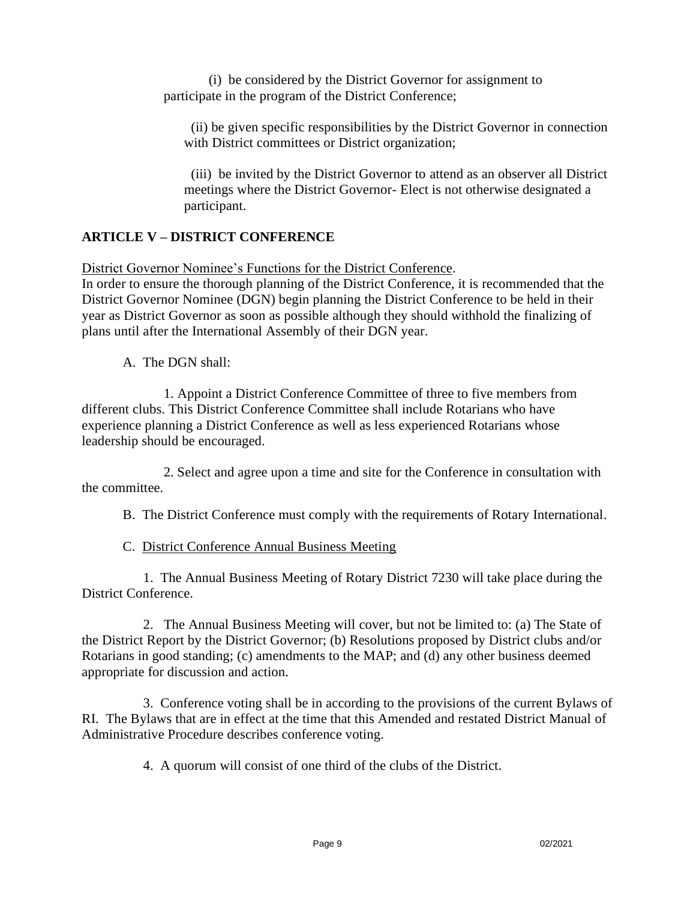(i) be considered by the District Governor for assignment to participate in the program of the District Conference;

(ii) be given specific responsibilities by the District Governor in connection with District committees or District organization;

(iii) be invited by the District Governor to attend as an observer all District meetings where the District Governor- Elect is not otherwise designated a participant.

## ARTICLE V – DISTRICT CONFERENCE

District Governor Nominee's Functions for the District Conference.
In order to ensure the thorough planning of the District Conference, it is recommended that the District Governor Nominee (DGN) begin planning the District Conference to be held in their year as District Governor as soon as possible although they should withhold the finalizing of plans until after the International Assembly of their DGN year.

A. The DGN shall:

1. Appoint a District Conference Committee of three to five members from different clubs. This District Conference Committee shall include Rotarians who have experience planning a District Conference as well as less experienced Rotarians whose leadership should be encouraged.

2. Select and agree upon a time and site for the Conference in consultation with the committee.

B. The District Conference must comply with the requirements of Rotary International.

C. District Conference Annual Business Meeting

1. The Annual Business Meeting of Rotary District 7230 will take place during the District Conference.

2. The Annual Business Meeting will cover, but not be limited to: (a) The State of the District Report by the District Governor; (b) Resolutions proposed by District clubs and/or Rotarians in good standing; (c) amendments to the MAP; and (d) any other business deemed appropriate for discussion and action.

3. Conference voting shall be in according to the provisions of the current Bylaws of RI. The Bylaws that are in effect at the time that this Amended and restated District Manual of Administrative Procedure describes conference voting.

4. A quorum will consist of one third of the clubs of the District.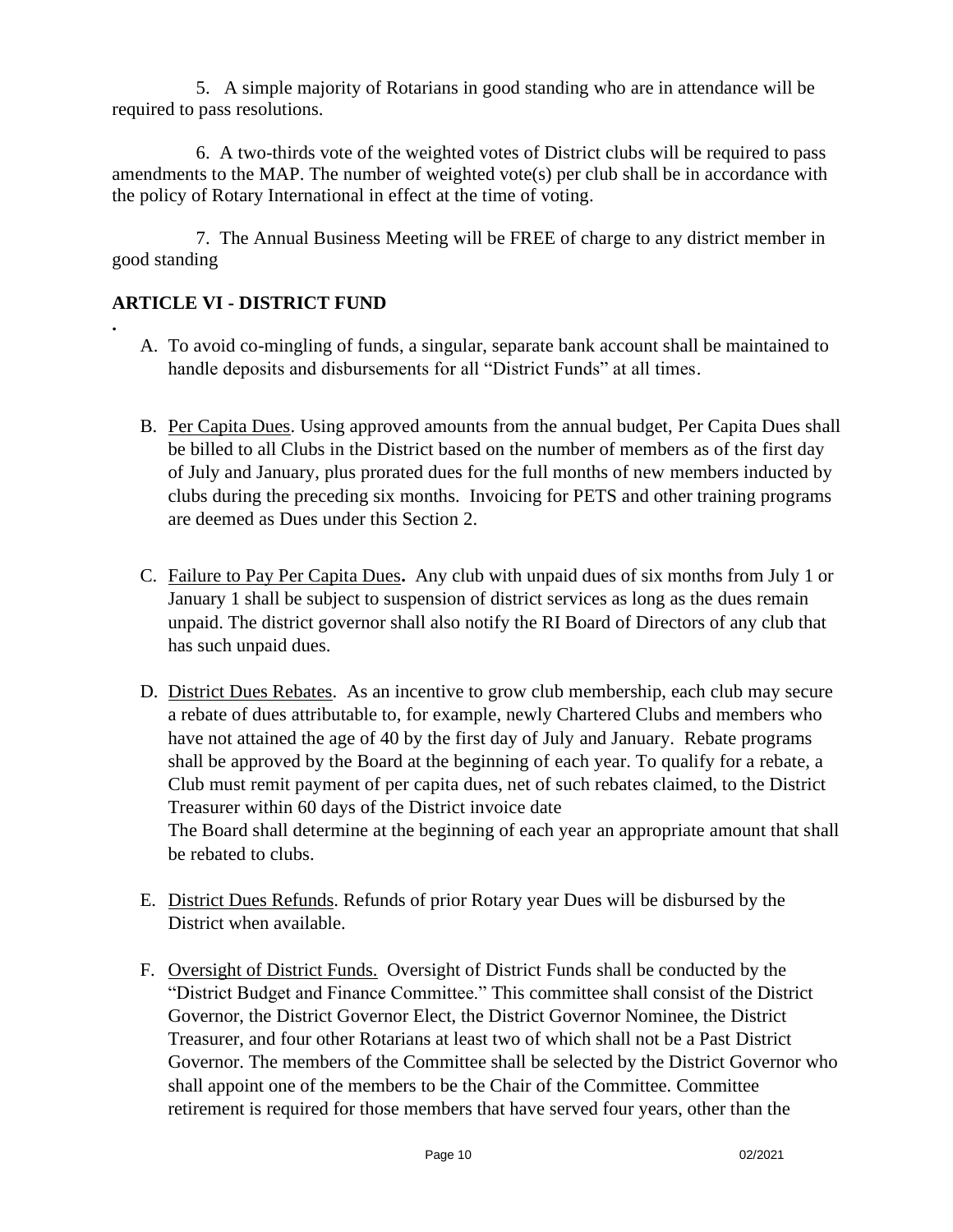5. A simple majority of Rotarians in good standing who are in attendance will be required to pass resolutions.

6. A two-thirds vote of the weighted votes of District clubs will be required to pass amendments to the MAP. The number of weighted vote(s) per club shall be in accordance with the policy of Rotary International in effect at the time of voting.

7. The Annual Business Meeting will be FREE of charge to any district member in good standing

## ARTICLE VI - DISTRICT FUND

.

A. To avoid co-mingling of funds, a singular, separate bank account shall be maintained to handle deposits and disbursements for all "District Funds" at all times.

B. Per Capita Dues. Using approved amounts from the annual budget, Per Capita Dues shall be billed to all Clubs in the District based on the number of members as of the first day of July and January, plus prorated dues for the full months of new members inducted by clubs during the preceding six months. Invoicing for PETS and other training programs are deemed as Dues under this Section 2.

C. Failure to Pay Per Capita Dues**.** Any club with unpaid dues of six months from July 1 or January 1 shall be subject to suspension of district services as long as the dues remain unpaid. The district governor shall also notify the RI Board of Directors of any club that has such unpaid dues.

D. District Dues Rebates. As an incentive to grow club membership, each club may secure a rebate of dues attributable to, for example, newly Chartered Clubs and members who have not attained the age of 40 by the first day of July and January. Rebate programs shall be approved by the Board at the beginning of each year. To qualify for a rebate, a Club must remit payment of per capita dues, net of such rebates claimed, to the District Treasurer within 60 days of the District invoice date
The Board shall determine at the beginning of each year an appropriate amount that shall be rebated to clubs.

E. District Dues Refunds. Refunds of prior Rotary year Dues will be disbursed by the District when available.

F. Oversight of District Funds. Oversight of District Funds shall be conducted by the "District Budget and Finance Committee." This committee shall consist of the District Governor, the District Governor Elect, the District Governor Nominee, the District Treasurer, and four other Rotarians at least two of which shall not be a Past District Governor. The members of the Committee shall be selected by the District Governor who shall appoint one of the members to be the Chair of the Committee. Committee retirement is required for those members that have served four years, other than the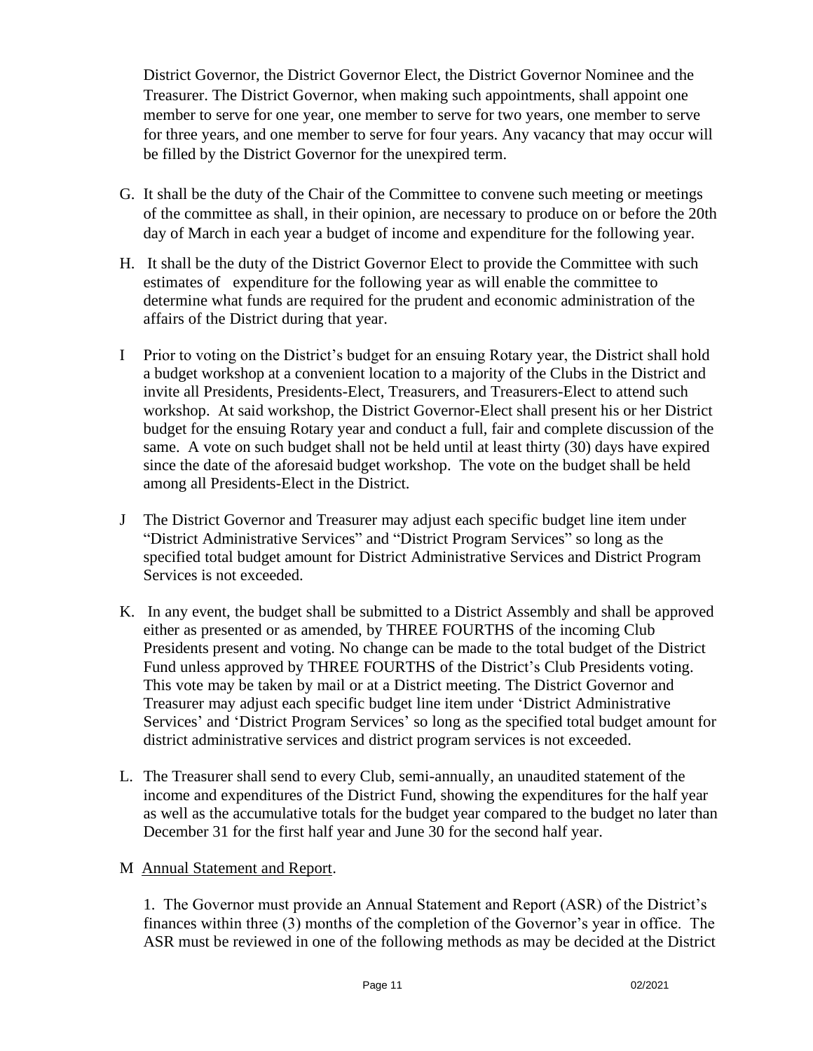District Governor, the District Governor Elect, the District Governor Nominee and the Treasurer. The District Governor, when making such appointments, shall appoint one member to serve for one year, one member to serve for two years, one member to serve for three years, and one member to serve for four years. Any vacancy that may occur will be filled by the District Governor for the unexpired term.

G. It shall be the duty of the Chair of the Committee to convene such meeting or meetings of the committee as shall, in their opinion, are necessary to produce on or before the 20th day of March in each year a budget of income and expenditure for the following year.

H. It shall be the duty of the District Governor Elect to provide the Committee with such estimates of expenditure for the following year as will enable the committee to determine what funds are required for the prudent and economic administration of the affairs of the District during that year.

I Prior to voting on the District's budget for an ensuing Rotary year, the District shall hold a budget workshop at a convenient location to a majority of the Clubs in the District and invite all Presidents, Presidents-Elect, Treasurers, and Treasurers-Elect to attend such workshop. At said workshop, the District Governor-Elect shall present his or her District budget for the ensuing Rotary year and conduct a full, fair and complete discussion of the same. A vote on such budget shall not be held until at least thirty (30) days have expired since the date of the aforesaid budget workshop. The vote on the budget shall be held among all Presidents-Elect in the District.

J The District Governor and Treasurer may adjust each specific budget line item under "District Administrative Services" and "District Program Services" so long as the specified total budget amount for District Administrative Services and District Program Services is not exceeded.

K. In any event, the budget shall be submitted to a District Assembly and shall be approved either as presented or as amended, by THREE FOURTHS of the incoming Club Presidents present and voting. No change can be made to the total budget of the District Fund unless approved by THREE FOURTHS of the District's Club Presidents voting. This vote may be taken by mail or at a District meeting. The District Governor and Treasurer may adjust each specific budget line item under 'District Administrative Services' and 'District Program Services' so long as the specified total budget amount for district administrative services and district program services is not exceeded.

L. The Treasurer shall send to every Club, semi-annually, an unaudited statement of the income and expenditures of the District Fund, showing the expenditures for the half year as well as the accumulative totals for the budget year compared to the budget no later than December 31 for the first half year and June 30 for the second half year.

M <u>Annual Statement and Report</u>.

1. The Governor must provide an Annual Statement and Report (ASR) of the District's finances within three (3) months of the completion of the Governor's year in office. The ASR must be reviewed in one of the following methods as may be decided at the District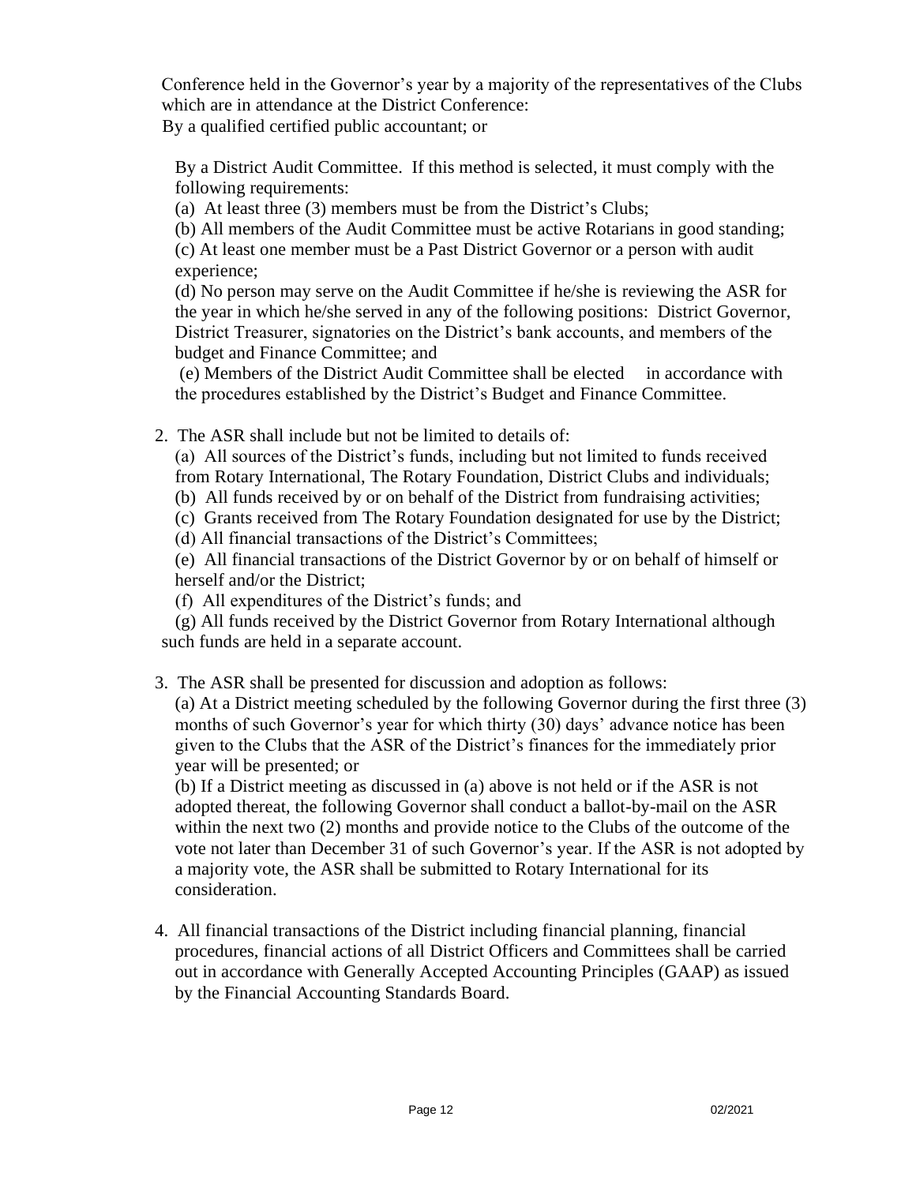Conference held in the Governor's year by a majority of the representatives of the Clubs which are in attendance at the District Conference:

By a qualified certified public accountant; or

By a District Audit Committee. If this method is selected, it must comply with the following requirements:

(a) At least three (3) members must be from the District's Clubs;

(b) All members of the Audit Committee must be active Rotarians in good standing;

(c) At least one member must be a Past District Governor or a person with audit experience;

(d) No person may serve on the Audit Committee if he/she is reviewing the ASR for the year in which he/she served in any of the following positions: District Governor, District Treasurer, signatories on the District's bank accounts, and members of the budget and Finance Committee; and

(e) Members of the District Audit Committee shall be elected in accordance with the procedures established by the District's Budget and Finance Committee.

2. The ASR shall include but not be limited to details of:

   (a) All sources of the District's funds, including but not limited to funds received from Rotary International, The Rotary Foundation, District Clubs and individuals;

   (b) All funds received by or on behalf of the District from fundraising activities;

   (c) Grants received from The Rotary Foundation designated for use by the District;

   (d) All financial transactions of the District's Committees;

   (e) All financial transactions of the District Governor by or on behalf of himself or herself and/or the District;

   (f) All expenditures of the District's funds; and

   (g) All funds received by the District Governor from Rotary International although such funds are held in a separate account.

3. The ASR shall be presented for discussion and adoption as follows:

   (a) At a District meeting scheduled by the following Governor during the first three (3) months of such Governor's year for which thirty (30) days' advance notice has been given to the Clubs that the ASR of the District's finances for the immediately prior year will be presented; or

   (b) If a District meeting as discussed in (a) above is not held or if the ASR is not adopted thereat, the following Governor shall conduct a ballot-by-mail on the ASR within the next two (2) months and provide notice to the Clubs of the outcome of the vote not later than December 31 of such Governor's year. If the ASR is not adopted by a majority vote, the ASR shall be submitted to Rotary International for its consideration.

4. All financial transactions of the District including financial planning, financial procedures, financial actions of all District Officers and Committees shall be carried out in accordance with Generally Accepted Accounting Principles (GAAP) as issued by the Financial Accounting Standards Board.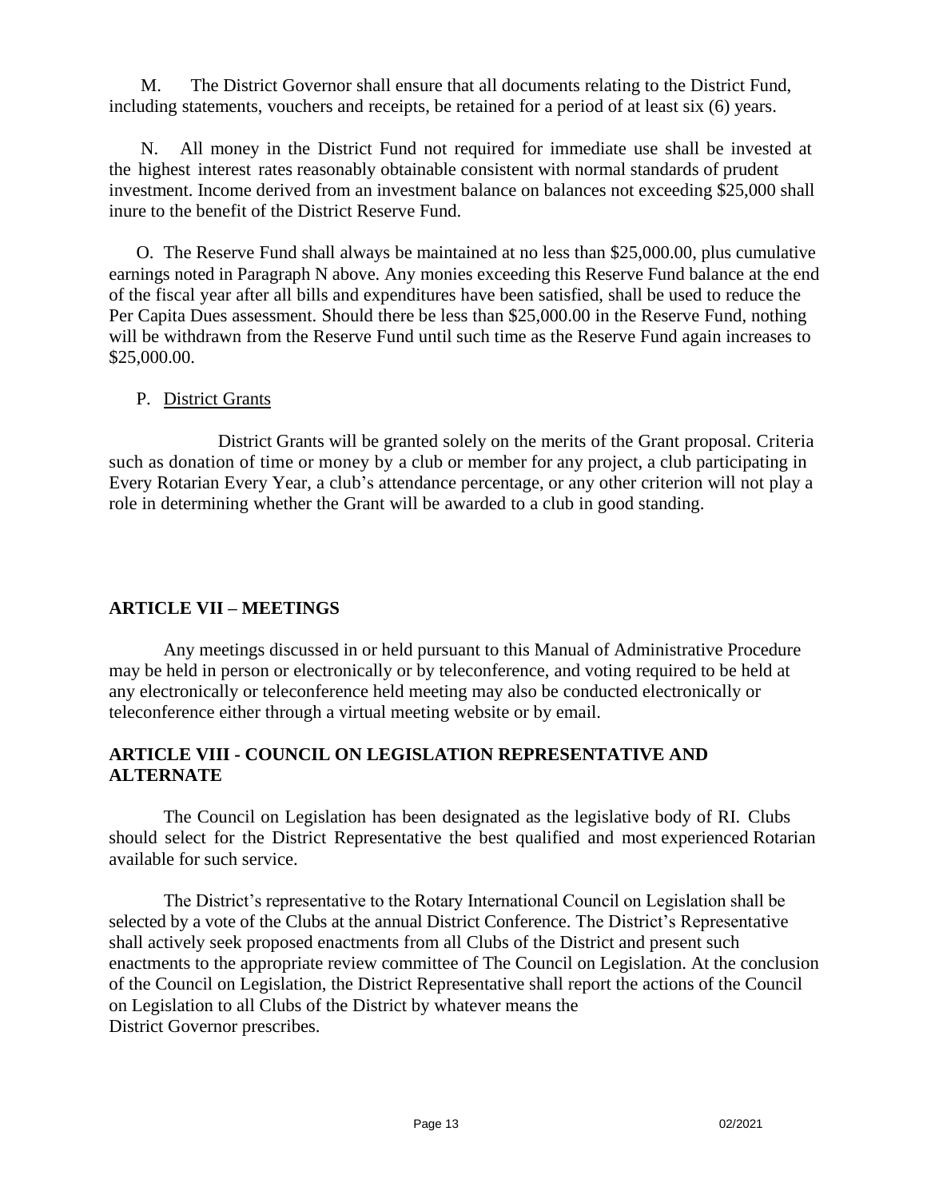M. The District Governor shall ensure that all documents relating to the District Fund, including statements, vouchers and receipts, be retained for a period of at least six (6) years.

N. All money in the District Fund not required for immediate use shall be invested at the highest interest rates reasonably obtainable consistent with normal standards of prudent investment. Income derived from an investment balance on balances not exceeding $25,000 shall inure to the benefit of the District Reserve Fund.

O. The Reserve Fund shall always be maintained at no less than $25,000.00, plus cumulative earnings noted in Paragraph N above. Any monies exceeding this Reserve Fund balance at the end of the fiscal year after all bills and expenditures have been satisfied, shall be used to reduce the Per Capita Dues assessment. Should there be less than $25,000.00 in the Reserve Fund, nothing will be withdrawn from the Reserve Fund until such time as the Reserve Fund again increases to $25,000.00.

P. District Grants

District Grants will be granted solely on the merits of the Grant proposal. Criteria such as donation of time or money by a club or member for any project, a club participating in Every Rotarian Every Year, a club's attendance percentage, or any other criterion will not play a role in determining whether the Grant will be awarded to a club in good standing.

## ARTICLE VII – MEETINGS

Any meetings discussed in or held pursuant to this Manual of Administrative Procedure may be held in person or electronically or by teleconference, and voting required to be held at any electronically or teleconference held meeting may also be conducted electronically or teleconference either through a virtual meeting website or by email.

## ARTICLE VIII - COUNCIL ON LEGISLATION REPRESENTATIVE AND ALTERNATE

The Council on Legislation has been designated as the legislative body of RI. Clubs should select for the District Representative the best qualified and most experienced Rotarian available for such service.

The District's representative to the Rotary International Council on Legislation shall be selected by a vote of the Clubs at the annual District Conference. The District's Representative shall actively seek proposed enactments from all Clubs of the District and present such enactments to the appropriate review committee of The Council on Legislation. At the conclusion of the Council on Legislation, the District Representative shall report the actions of the Council on Legislation to all Clubs of the District by whatever means the District Governor prescribes.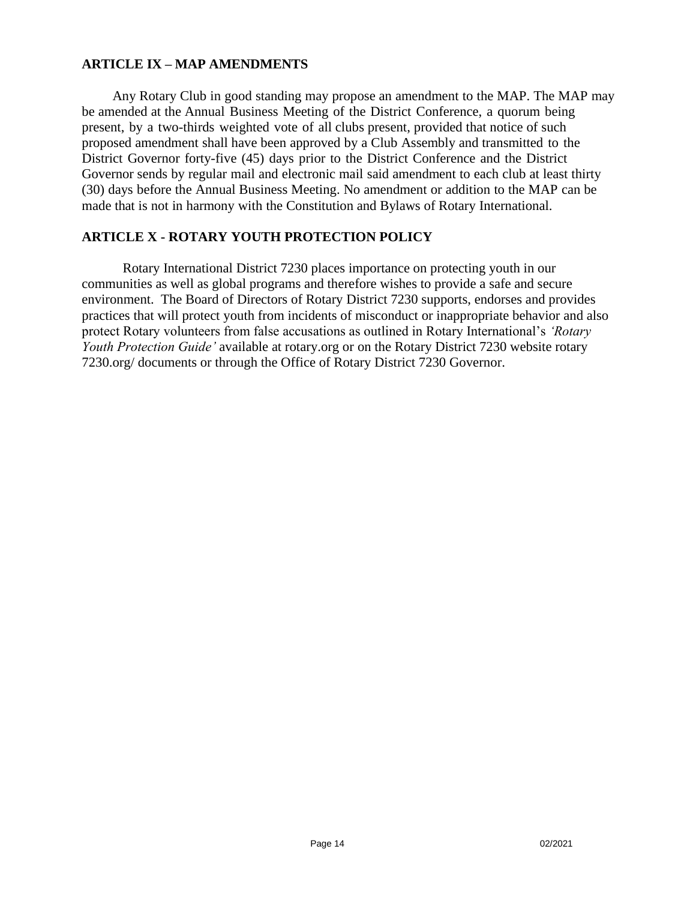## ARTICLE IX – MAP AMENDMENTS

Any Rotary Club in good standing may propose an amendment to the MAP. The MAP may be amended at the Annual Business Meeting of the District Conference, a quorum being present, by a two-thirds weighted vote of all clubs present, provided that notice of such proposed amendment shall have been approved by a Club Assembly and transmitted to the District Governor forty-five (45) days prior to the District Conference and the District Governor sends by regular mail and electronic mail said amendment to each club at least thirty (30) days before the Annual Business Meeting. No amendment or addition to the MAP can be made that is not in harmony with the Constitution and Bylaws of Rotary International.

## ARTICLE X - ROTARY YOUTH PROTECTION POLICY

Rotary International District 7230 places importance on protecting youth in our communities as well as global programs and therefore wishes to provide a safe and secure environment. The Board of Directors of Rotary District 7230 supports, endorses and provides practices that will protect youth from incidents of misconduct or inappropriate behavior and also protect Rotary volunteers from false accusations as outlined in Rotary International's *'Rotary Youth Protection Guide'* available at rotary.org or on the Rotary District 7230 website rotary 7230.org/ documents or through the Office of Rotary District 7230 Governor.